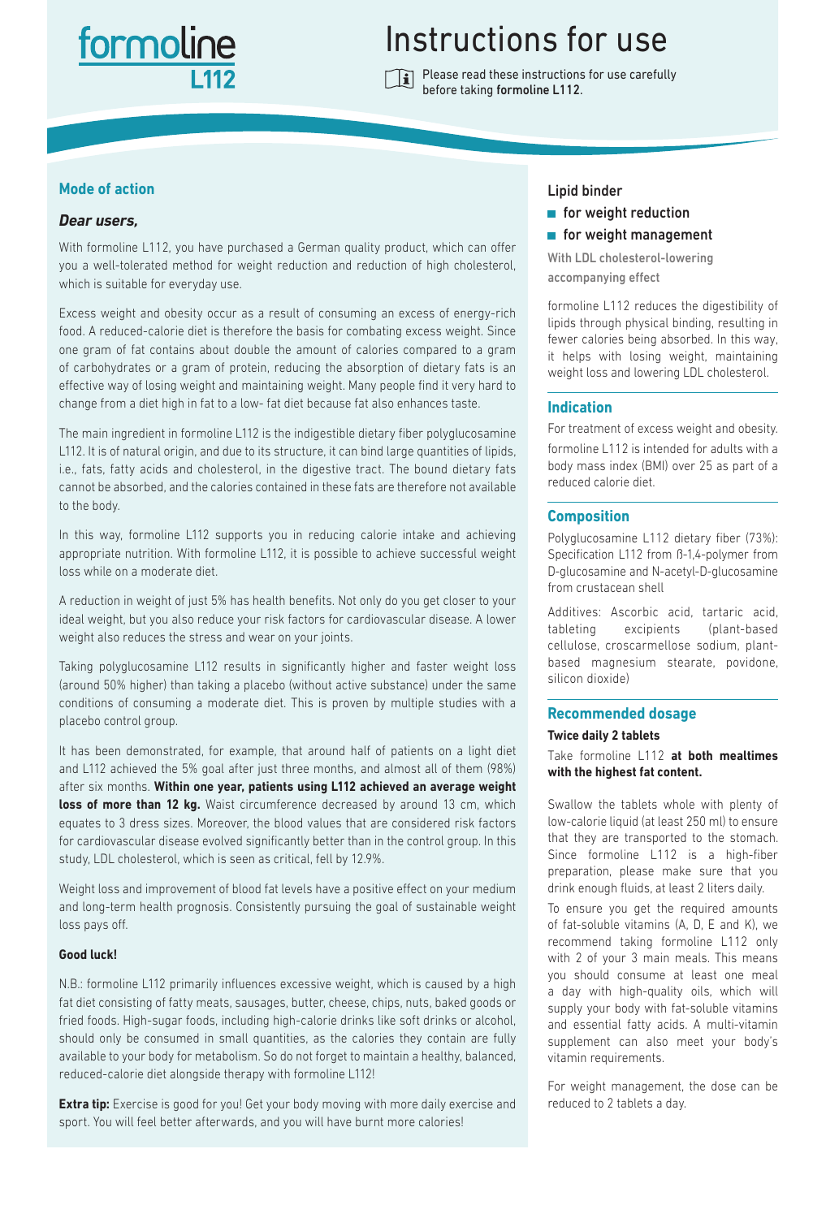# formoline L112

# Instructions for use

Please read these instructions for use carefully before taking **formoline L112**.

## Mode of action

***Dear users,***

With formoline L112, you have purchased a German quality product, which can offer you a well-tolerated method for weight reduction and reduction of high cholesterol, which is suitable for everyday use.

Excess weight and obesity occur as a result of consuming an excess of energy-rich food. A reduced-calorie diet is therefore the basis for combating excess weight. Since one gram of fat contains about double the amount of calories compared to a gram of carbohydrates or a gram of protein, reducing the absorption of dietary fats is an effective way of losing weight and maintaining weight. Many people find it very hard to change from a diet high in fat to a low- fat diet because fat also enhances taste.

The main ingredient in formoline L112 is the indigestible dietary fiber polyglucosamine L112. It is of natural origin, and due to its structure, it can bind large quantities of lipids, i.e., fats, fatty acids and cholesterol, in the digestive tract. The bound dietary fats cannot be absorbed, and the calories contained in these fats are therefore not available to the body.

In this way, formoline L112 supports you in reducing calorie intake and achieving appropriate nutrition. With formoline L112, it is possible to achieve successful weight loss while on a moderate diet.

A reduction in weight of just 5% has health benefits. Not only do you get closer to your ideal weight, but you also reduce your risk factors for cardiovascular disease. A lower weight also reduces the stress and wear on your joints.

Taking polyglucosamine L112 results in significantly higher and faster weight loss (around 50% higher) than taking a placebo (without active substance) under the same conditions of consuming a moderate diet. This is proven by multiple studies with a placebo control group.

It has been demonstrated, for example, that around half of patients on a light diet and L112 achieved the 5% goal after just three months, and almost all of them (98%) after six months. **Within one year, patients using L112 achieved an average weight loss of more than 12 kg.** Waist circumference decreased by around 13 cm, which equates to 3 dress sizes. Moreover, the blood values that are considered risk factors for cardiovascular disease evolved significantly better than in the control group. In this study, LDL cholesterol, which is seen as critical, fell by 12.9%.

Weight loss and improvement of blood fat levels have a positive effect on your medium and long-term health prognosis. Consistently pursuing the goal of sustainable weight loss pays off.

**Good luck!**

N.B.: formoline L112 primarily influences excessive weight, which is caused by a high fat diet consisting of fatty meats, sausages, butter, cheese, chips, nuts, baked goods or fried foods. High-sugar foods, including high-calorie drinks like soft drinks or alcohol, should only be consumed in small quantities, as the calories they contain are fully available to your body for metabolism. So do not forget to maintain a healthy, balanced, reduced-calorie diet alongside therapy with formoline L112!

**Extra tip:** Exercise is good for you! Get your body moving with more daily exercise and sport. You will feel better afterwards, and you will have burnt more calories!

### Lipid binder

- **for weight reduction**
- **for weight management**

**With LDL cholesterol-lowering accompanying effect**

formoline L112 reduces the digestibility of lipids through physical binding, resulting in fewer calories being absorbed. In this way, it helps with losing weight, maintaining weight loss and lowering LDL cholesterol.

## Indication

For treatment of excess weight and obesity.

formoline L112 is intended for adults with a body mass index (BMI) over 25 as part of a reduced calorie diet.

## Composition

Polyglucosamine L112 dietary fiber (73%): Specification L112 from ß-1,4-polymer from D-glucosamine and N-acetyl-D-glucosamine from crustacean shell

Additives: Ascorbic acid, tartaric acid, tableting excipients (plant-based cellulose, croscarmellose sodium, plant-based magnesium stearate, povidone, silicon dioxide)

## Recommended dosage

**Twice daily 2 tablets**

Take formoline L112 **at both mealtimes with the highest fat content.**

Swallow the tablets whole with plenty of low-calorie liquid (at least 250 ml) to ensure that they are transported to the stomach. Since formoline L112 is a high-fiber preparation, please make sure that you drink enough fluids, at least 2 liters daily.

To ensure you get the required amounts of fat-soluble vitamins (A, D, E and K), we recommend taking formoline L112 only with 2 of your 3 main meals. This means you should consume at least one meal a day with high-quality oils, which will supply your body with fat-soluble vitamins and essential fatty acids. A multi-vitamin supplement can also meet your body's vitamin requirements.

For weight management, the dose can be reduced to 2 tablets a day.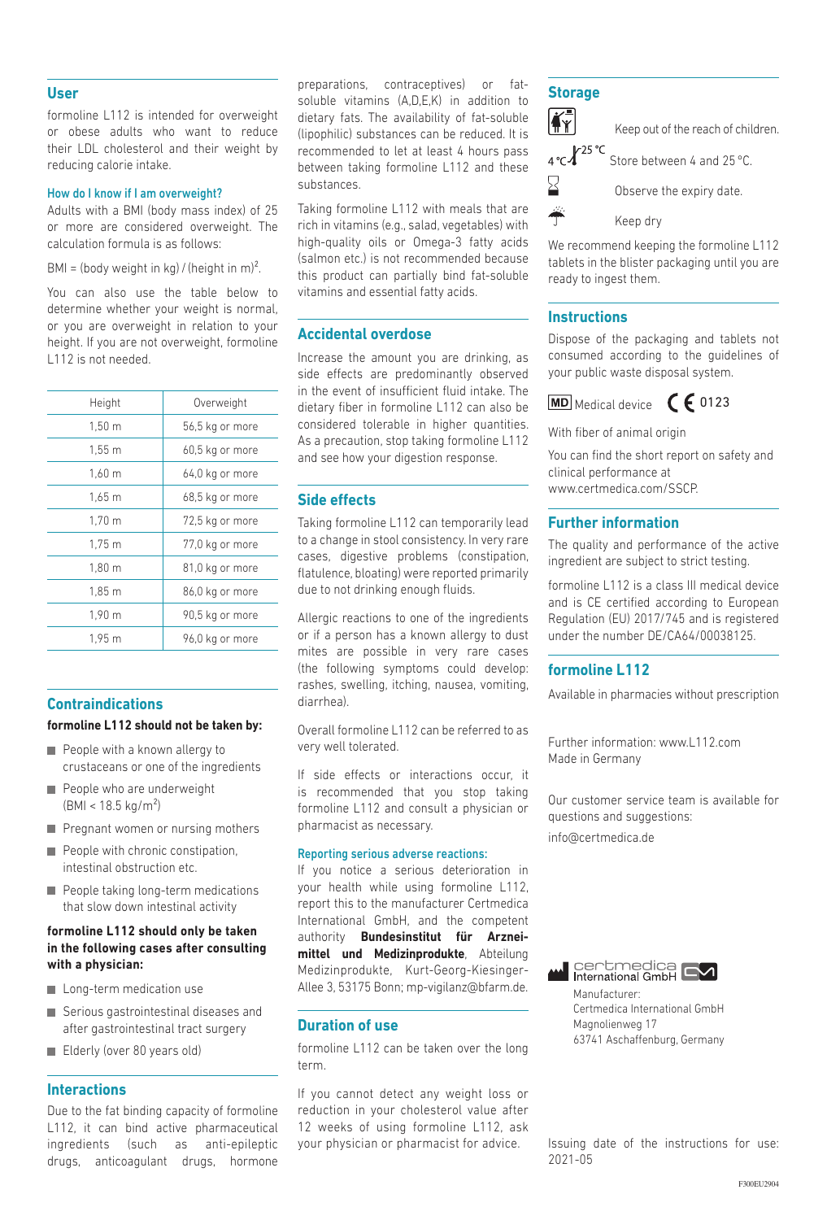## User

formoline L112 is intended for overweight or obese adults who want to reduce their LDL cholesterol and their weight by reducing calorie intake.

### How do I know if I am overweight?

Adults with a BMI (body mass index) of 25 or more are considered overweight. The calculation formula is as follows:

BMI = (body weight in kg) / (height in m)$^2$.

You can also use the table below to determine whether your weight is normal, or you are overweight in relation to your height. If you are not overweight, formoline L112 is not needed.

| Height | Overweight |
|---|---|
| 1,50 m | 56,5 kg or more |
| 1,55 m | 60,5 kg or more |
| 1,60 m | 64,0 kg or more |
| 1,65 m | 68,5 kg or more |
| 1,70 m | 72,5 kg or more |
| 1,75 m | 77,0 kg or more |
| 1,80 m | 81,0 kg or more |
| 1,85 m | 86,0 kg or more |
| 1,90 m | 90,5 kg or more |
| 1,95 m | 96,0 kg or more |

## Contraindications

**formoline L112 should not be taken by:**

- People with a known allergy to crustaceans or one of the ingredients
- People who are underweight (BMI < 18.5 kg/m$^2$)
- Pregnant women or nursing mothers
- People with chronic constipation, intestinal obstruction etc.
- People taking long-term medications that slow down intestinal activity

**formoline L112 should only be taken in the following cases after consulting with a physician:**

- Long-term medication use
- Serious gastrointestinal diseases and after gastrointestinal tract surgery
- Elderly (over 80 years old)

## Interactions

Due to the fat binding capacity of formoline L112, it can bind active pharmaceutical ingredients (such as anti-epileptic drugs, anticoagulant drugs, hormone preparations, contraceptives) or fat-soluble vitamins (A,D,E,K) in addition to dietary fats. The availability of fat-soluble (lipophilic) substances can be reduced. It is recommended to let at least 4 hours pass between taking formoline L112 and these substances.

Taking formoline L112 with meals that are rich in vitamins (e.g., salad, vegetables) with high-quality oils or Omega-3 fatty acids (salmon etc.) is not recommended because this product can partially bind fat-soluble vitamins and essential fatty acids.

## Accidental overdose

Increase the amount you are drinking, as side effects are predominantly observed in the event of insufficient fluid intake. The dietary fiber in formoline L112 can also be considered tolerable in higher quantities. As a precaution, stop taking formoline L112 and see how your digestion response.

## Side effects

Taking formoline L112 can temporarily lead to a change in stool consistency. In very rare cases, digestive problems (constipation, flatulence, bloating) were reported primarily due to not drinking enough fluids.

Allergic reactions to one of the ingredients or if a person has a known allergy to dust mites are possible in very rare cases (the following symptoms could develop: rashes, swelling, itching, nausea, vomiting, diarrhea).

Overall formoline L112 can be referred to as very well tolerated.

If side effects or interactions occur, it is recommended that you stop taking formoline L112 and consult a physician or pharmacist as necessary.

### Reporting serious adverse reactions:

If you notice a serious deterioration in your health while using formoline L112, report this to the manufacturer Certmedica International GmbH, and the competent authority **Bundesinstitut für Arzneimittel und Medizinprodukte**, Abteilung Medizinprodukte, Kurt-Georg-Kiesinger-Allee 3, 53175 Bonn; mp-vigilanz@bfarm.de.

## Duration of use

formoline L112 can be taken over the long term.

If you cannot detect any weight loss or reduction in your cholesterol value after 12 weeks of using formoline L112, ask your physician or pharmacist for advice.

## Storage

Keep out of the reach of children.

4 °C – 25 °C Store between 4 and 25 °C.

Observe the expiry date.

Keep dry

We recommend keeping the formoline L112 tablets in the blister packaging until you are ready to ingest them.

## Instructions

Dispose of the packaging and tablets not consumed according to the guidelines of your public waste disposal system.

MD Medical device CE 0123

With fiber of animal origin

You can find the short report on safety and clinical performance at www.certmedica.com/SSCP.

## Further information

The quality and performance of the active ingredient are subject to strict testing.

formoline L112 is a class III medical device and is CE certified according to European Regulation (EU) 2017/745 and is registered under the number DE/CA64/00038125.

## formoline L112

Available in pharmacies without prescription

Further information: www.L112.com
Made in Germany

Our customer service team is available for questions and suggestions:

info@certmedica.de

certmedica International GmbH

Manufacturer:
Certmedica International GmbH
Magnolienweg 17
63741 Aschaffenburg, Germany

Issuing date of the instructions for use: 2021-05

F300EU2904